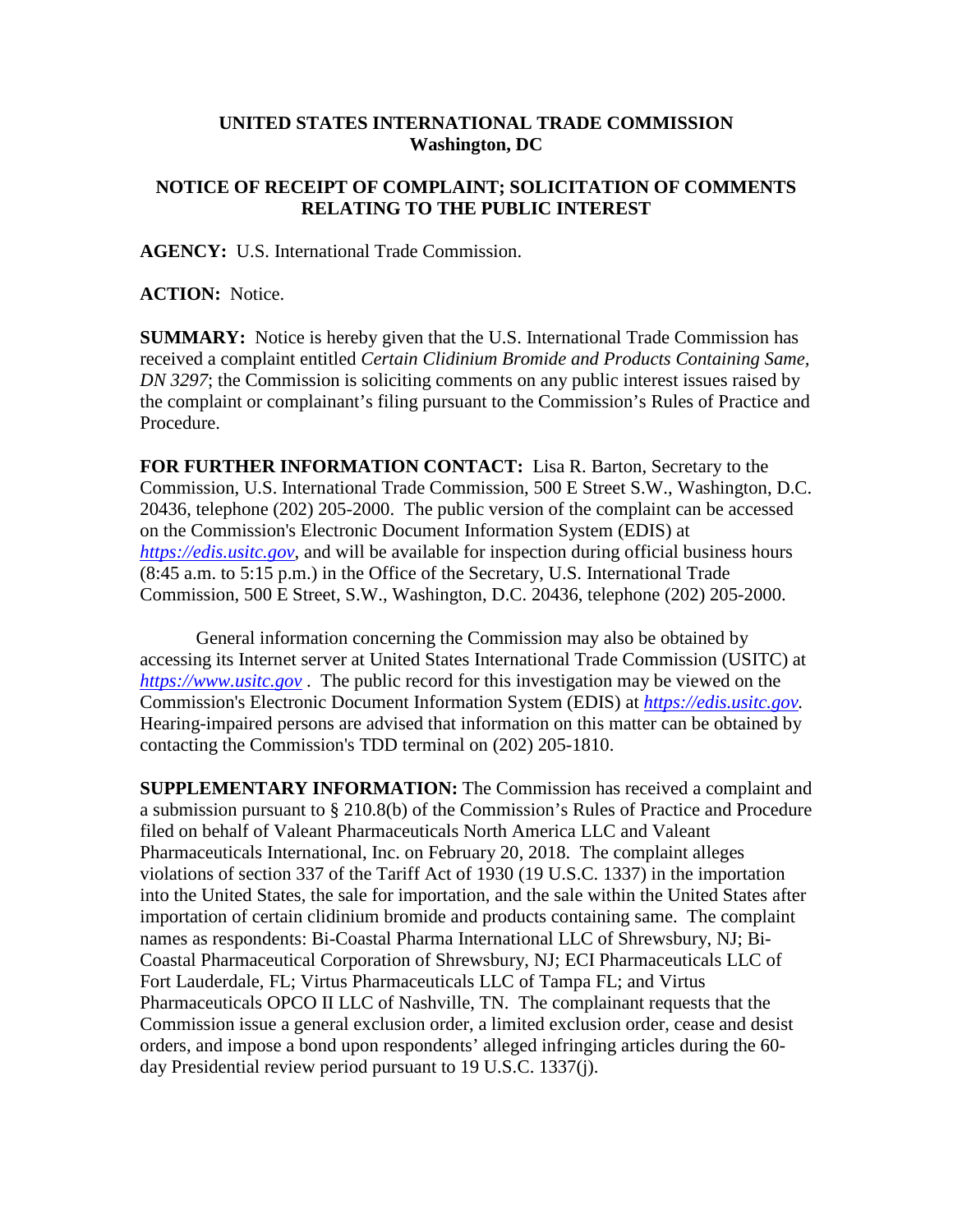**UNITED STATES INTERNATIONAL TRADE COMMISSION**
**Washington, DC**

**NOTICE OF RECEIPT OF COMPLAINT; SOLICITATION OF COMMENTS RELATING TO THE PUBLIC INTEREST**

**AGENCY:** U.S. International Trade Commission.

**ACTION:** Notice.

**SUMMARY:** Notice is hereby given that the U.S. International Trade Commission has received a complaint entitled *Certain Clidinium Bromide and Products Containing Same, DN 3297*; the Commission is soliciting comments on any public interest issues raised by the complaint or complainant's filing pursuant to the Commission's Rules of Practice and Procedure.

**FOR FURTHER INFORMATION CONTACT:** Lisa R. Barton, Secretary to the Commission, U.S. International Trade Commission, 500 E Street S.W., Washington, D.C. 20436, telephone (202) 205-2000. The public version of the complaint can be accessed on the Commission's Electronic Document Information System (EDIS) at *https://edis.usitc.gov*, and will be available for inspection during official business hours (8:45 a.m. to 5:15 p.m.) in the Office of the Secretary, U.S. International Trade Commission, 500 E Street, S.W., Washington, D.C. 20436, telephone (202) 205-2000.

General information concerning the Commission may also be obtained by accessing its Internet server at United States International Trade Commission (USITC) at *https://www.usitc.gov* . The public record for this investigation may be viewed on the Commission's Electronic Document Information System (EDIS) at *https://edis.usitc.gov.* Hearing-impaired persons are advised that information on this matter can be obtained by contacting the Commission's TDD terminal on (202) 205-1810.

**SUPPLEMENTARY INFORMATION:** The Commission has received a complaint and a submission pursuant to § 210.8(b) of the Commission's Rules of Practice and Procedure filed on behalf of Valeant Pharmaceuticals North America LLC and Valeant Pharmaceuticals International, Inc. on February 20, 2018. The complaint alleges violations of section 337 of the Tariff Act of 1930 (19 U.S.C. 1337) in the importation into the United States, the sale for importation, and the sale within the United States after importation of certain clidinium bromide and products containing same. The complaint names as respondents: Bi-Coastal Pharma International LLC of Shrewsbury, NJ; Bi-Coastal Pharmaceutical Corporation of Shrewsbury, NJ; ECI Pharmaceuticals LLC of Fort Lauderdale, FL; Virtus Pharmaceuticals LLC of Tampa FL; and Virtus Pharmaceuticals OPCO II LLC of Nashville, TN. The complainant requests that the Commission issue a general exclusion order, a limited exclusion order, cease and desist orders, and impose a bond upon respondents' alleged infringing articles during the 60-day Presidential review period pursuant to 19 U.S.C. 1337(j).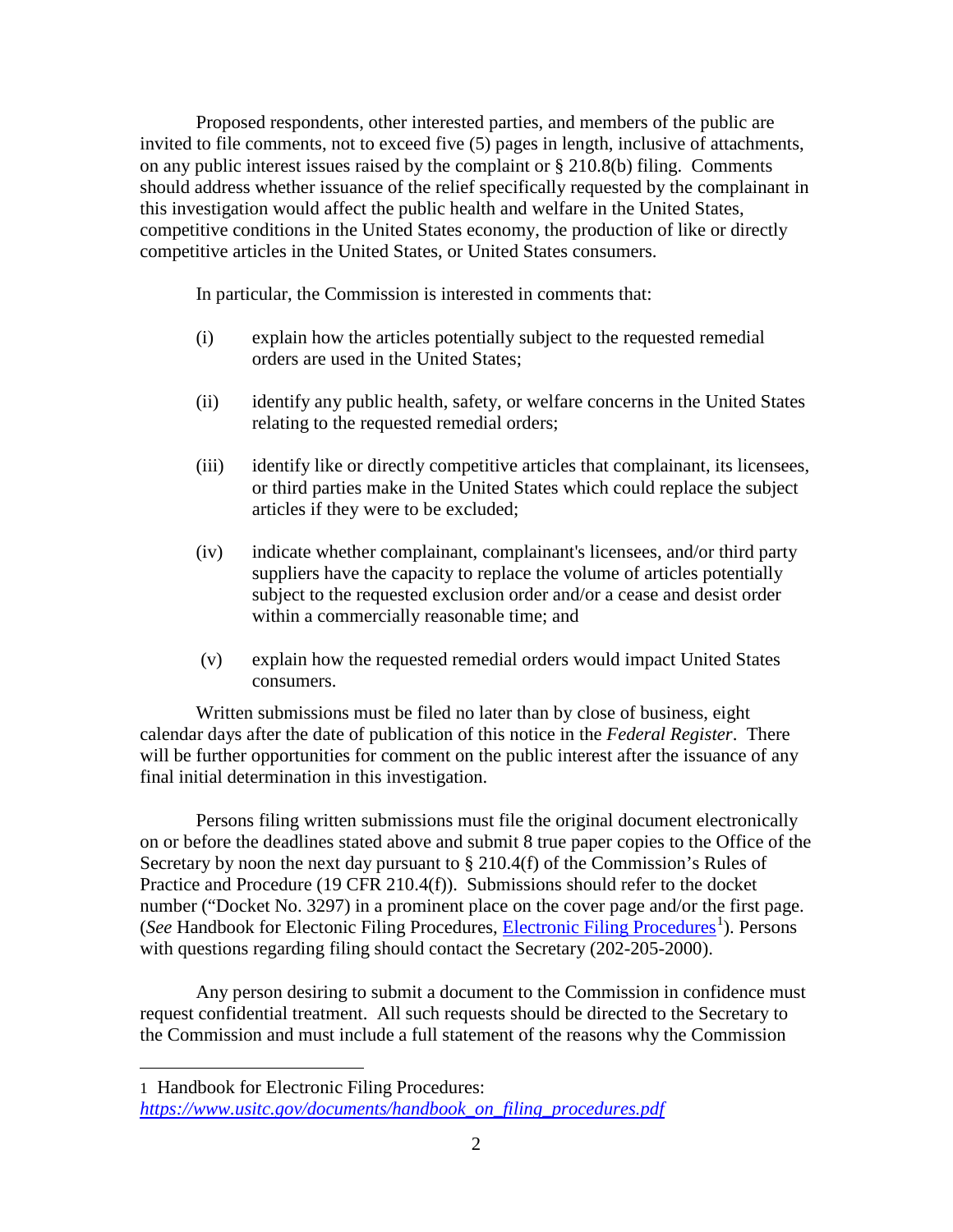Proposed respondents, other interested parties, and members of the public are invited to file comments, not to exceed five (5) pages in length, inclusive of attachments, on any public interest issues raised by the complaint or § 210.8(b) filing. Comments should address whether issuance of the relief specifically requested by the complainant in this investigation would affect the public health and welfare in the United States, competitive conditions in the United States economy, the production of like or directly competitive articles in the United States, or United States consumers.

In particular, the Commission is interested in comments that:

(i) explain how the articles potentially subject to the requested remedial orders are used in the United States;

(ii) identify any public health, safety, or welfare concerns in the United States relating to the requested remedial orders;

(iii) identify like or directly competitive articles that complainant, its licensees, or third parties make in the United States which could replace the subject articles if they were to be excluded;

(iv) indicate whether complainant, complainant's licensees, and/or third party suppliers have the capacity to replace the volume of articles potentially subject to the requested exclusion order and/or a cease and desist order within a commercially reasonable time; and

(v) explain how the requested remedial orders would impact United States consumers.

Written submissions must be filed no later than by close of business, eight calendar days after the date of publication of this notice in the *Federal Register*. There will be further opportunities for comment on the public interest after the issuance of any final initial determination in this investigation.

Persons filing written submissions must file the original document electronically on or before the deadlines stated above and submit 8 true paper copies to the Office of the Secretary by noon the next day pursuant to § 210.4(f) of the Commission's Rules of Practice and Procedure (19 CFR 210.4(f)). Submissions should refer to the docket number ("Docket No. 3297) in a prominent place on the cover page and/or the first page. (*See* Handbook for Electonic Filing Procedures, Electronic Filing Procedures[1]). Persons with questions regarding filing should contact the Secretary (202-205-2000).

Any person desiring to submit a document to the Commission in confidence must request confidential treatment. All such requests should be directed to the Secretary to the Commission and must include a full statement of the reasons why the Commission

1 Handbook for Electronic Filing Procedures: *https://www.usitc.gov/documents/handbook_on_filing_procedures.pdf*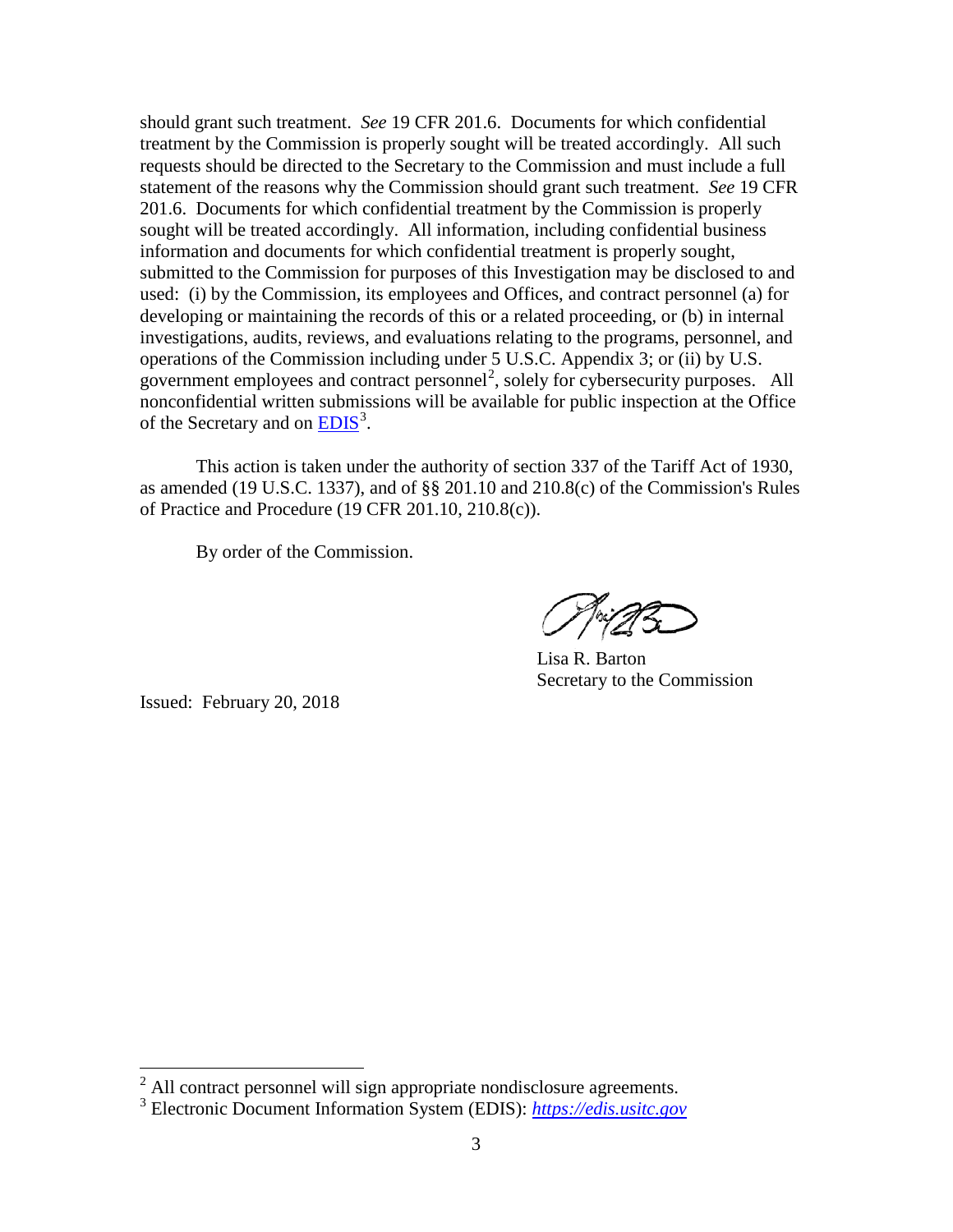should grant such treatment. *See* 19 CFR 201.6. Documents for which confidential treatment by the Commission is properly sought will be treated accordingly. All such requests should be directed to the Secretary to the Commission and must include a full statement of the reasons why the Commission should grant such treatment. *See* 19 CFR 201.6. Documents for which confidential treatment by the Commission is properly sought will be treated accordingly. All information, including confidential business information and documents for which confidential treatment is properly sought, submitted to the Commission for purposes of this Investigation may be disclosed to and used: (i) by the Commission, its employees and Offices, and contract personnel (a) for developing or maintaining the records of this or a related proceeding, or (b) in internal investigations, audits, reviews, and evaluations relating to the programs, personnel, and operations of the Commission including under 5 U.S.C. Appendix 3; or (ii) by U.S. government employees and contract personnel[2], solely for cybersecurity purposes. All nonconfidential written submissions will be available for public inspection at the Office of the Secretary and on EDIS[3].

This action is taken under the authority of section 337 of the Tariff Act of 1930, as amended (19 U.S.C. 1337), and of §§ 201.10 and 210.8(c) of the Commission's Rules of Practice and Procedure (19 CFR 201.10, 210.8(c)).

By order of the Commission.

Lisa R. Barton
Secretary to the Commission

Issued: February 20, 2018

---

[2] All contract personnel will sign appropriate nondisclosure agreements.

[3] Electronic Document Information System (EDIS): *https://edis.usitc.gov*